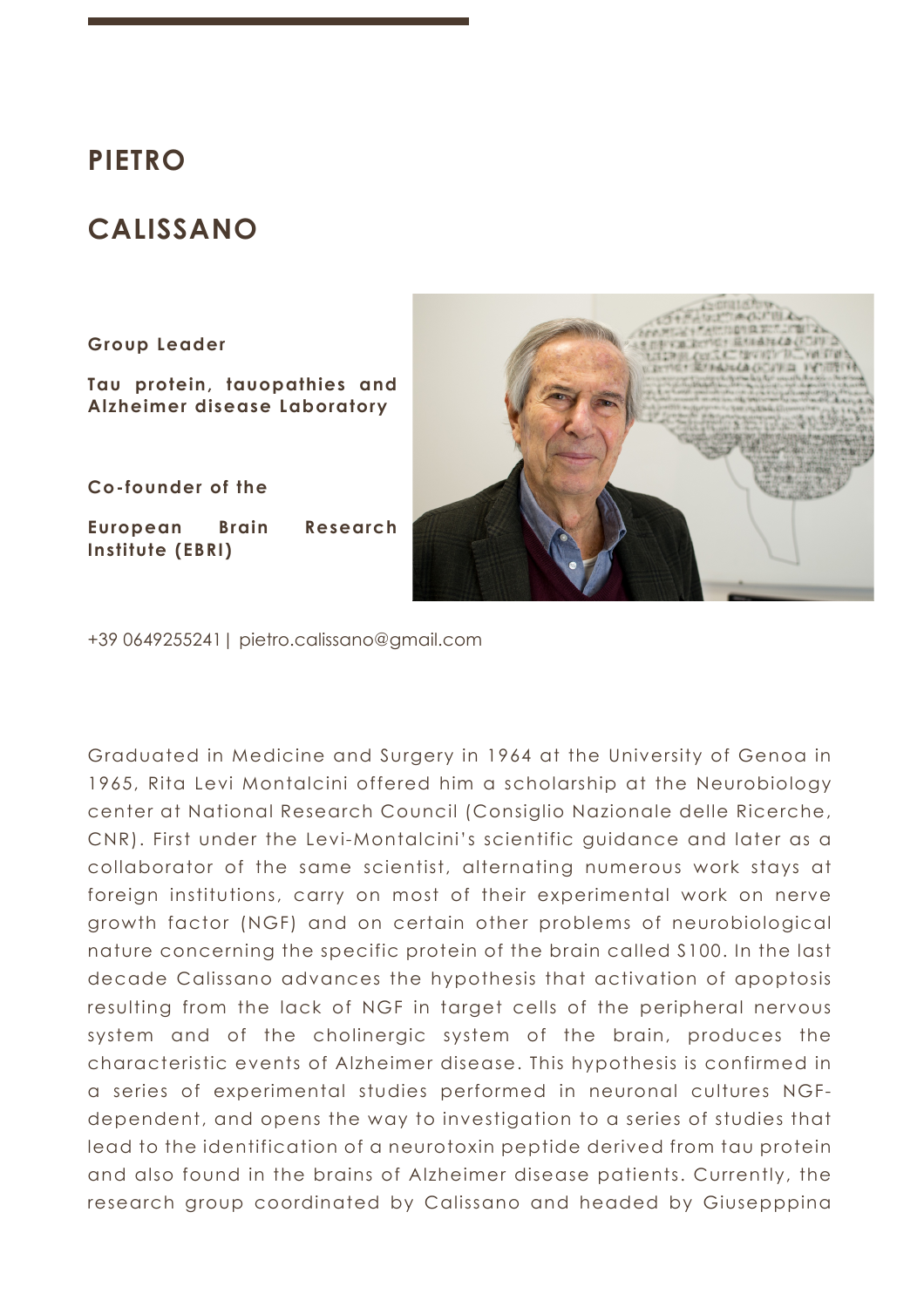# PIETRO CALISSANO

**Group Leader**

**Tau protein, tauopathies and Alzheimer disease Laboratory**

**Co-founder of the**

**European Brain Research Institute (EBRI)**

+39 0649255241 | pietro.calissano@gmail.com

Graduated in Medicine and Surgery in 1964 at the University of Genoa in 1965, Rita Levi Montalcini offered him a scholarship at the Neurobiology center at National Research Council (Consiglio Nazionale delle Ricerche, CNR). First under the Levi-Montalcini's scientific guidance and later as a collaborator of the same scientist, alternating numerous work stays at foreign institutions, carry on most of their experimental work on nerve growth factor (NGF) and on certain other problems of neurobiological nature concerning the specific protein of the brain called S100. In the last decade Calissano advances the hypothesis that activation of apoptosis resulting from the lack of NGF in target cells of the peripheral nervous system and of the cholinergic system of the brain, produces the characteristic events of Alzheimer disease. This hypothesis is confirmed in a series of experimental studies performed in neuronal cultures NGF-dependent, and opens the way to investigation to a series of studies that lead to the identification of a neurotoxin peptide derived from tau protein and also found in the brains of Alzheimer disease patients. Currently, the research group coordinated by Calissano and headed by Giusepppina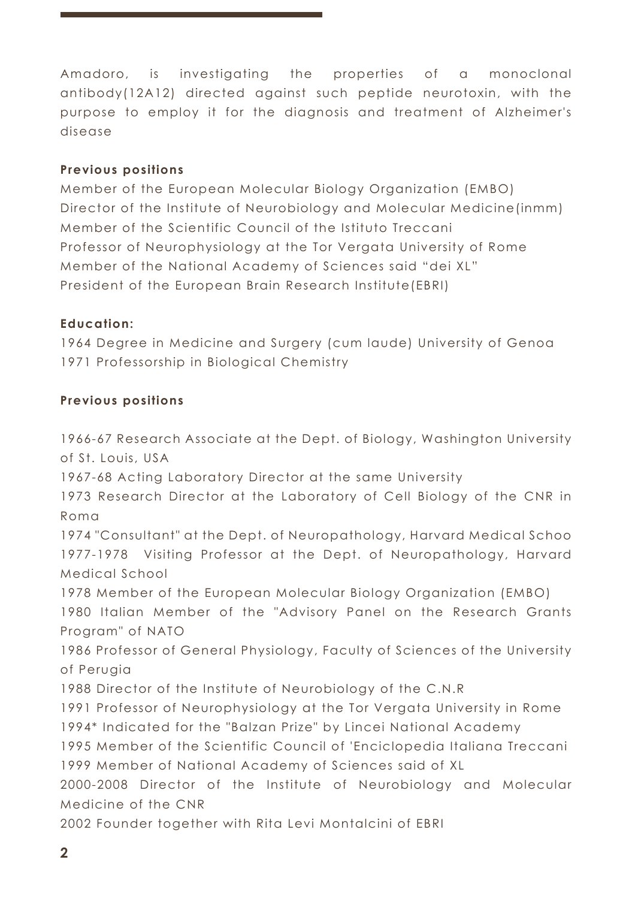Amadoro, is investigating the properties of a monoclonal antibody(12A12) directed against such peptide neurotoxin, with the purpose to employ it for the diagnosis and treatment of Alzheimer's disease

**Previous positions**

Member of the European Molecular Biology Organization (EMBO)
Director of the Institute of Neurobiology and Molecular Medicine(inmm)
Member of the Scientific Council of the Istituto Treccani
Professor of Neurophysiology at the Tor Vergata University of Rome
Member of the National Academy of Sciences said "dei XL"
President of the European Brain Research Institute(EBRI)

**Education:**

1964 Degree in Medicine and Surgery (cum laude) University of Genoa
1971 Professorship in Biological Chemistry

**Previous positions**

1966-67 Research Associate at the Dept. of Biology, Washington University of St. Louis, USA
1967-68 Acting Laboratory Director at the same University
1973 Research Director at the Laboratory of Cell Biology of the CNR in Roma
1974 "Consultant" at the Dept. of Neuropathology, Harvard Medical Schoo
1977-1978 Visiting Professor at the Dept. of Neuropathology, Harvard Medical School
1978 Member of the European Molecular Biology Organization (EMBO)
1980 Italian Member of the "Advisory Panel on the Research Grants Program" of NATO
1986 Professor of General Physiology, Faculty of Sciences of the University of Perugia
1988 Director of the Institute of Neurobiology of the C.N.R
1991 Professor of Neurophysiology at the Tor Vergata University in Rome
1994* Indicated for the "Balzan Prize" by Lincei National Academy
1995 Member of the Scientific Council of 'Enciclopedia Italiana Treccani
1999 Member of National Academy of Sciences said of XL
2000-2008 Director of the Institute of Neurobiology and Molecular Medicine of the CNR
2002 Founder together with Rita Levi Montalcini of EBRI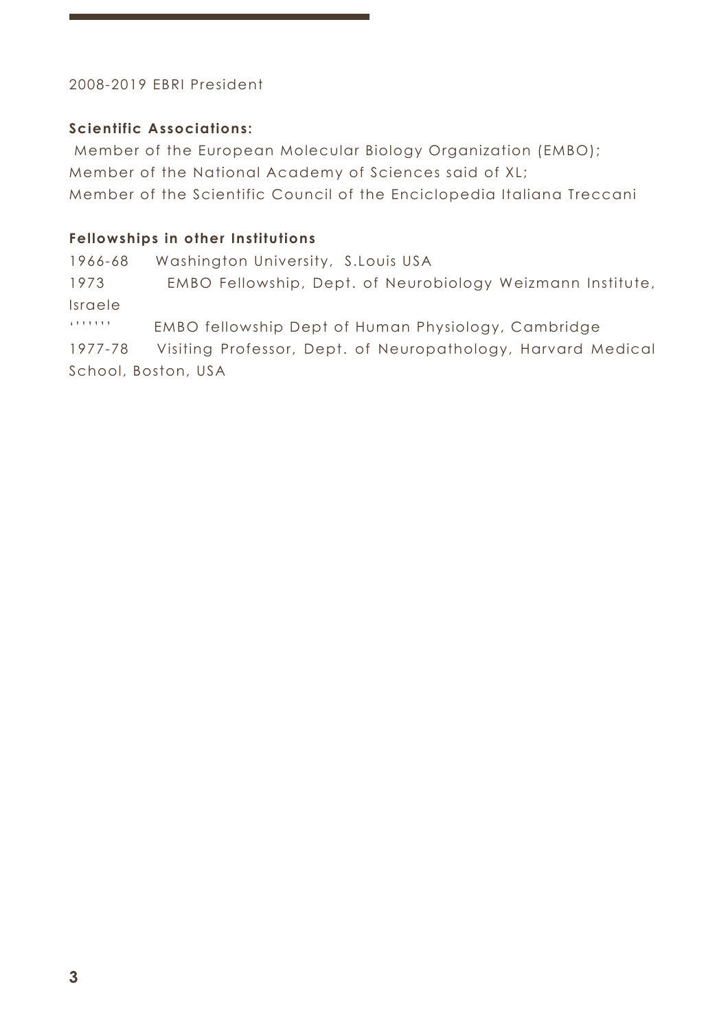2008-2019 EBRI President

**Scientific Associations:**

Member of the European Molecular Biology Organization (EMBO);
Member of the National Academy of Sciences said of XL;
Member of the Scientific Council of the Enciclopedia Italiana Treccani

**Fellowships in other Institutions**

1966-68 Washington University, S.Louis USA
1973 EMBO Fellowship, Dept. of Neurobiology Weizmann Institute, Israele
''''''' EMBO fellowship Dept of Human Physiology, Cambridge
1977-78 Visiting Professor, Dept. of Neuropathology, Harvard Medical School, Boston, USA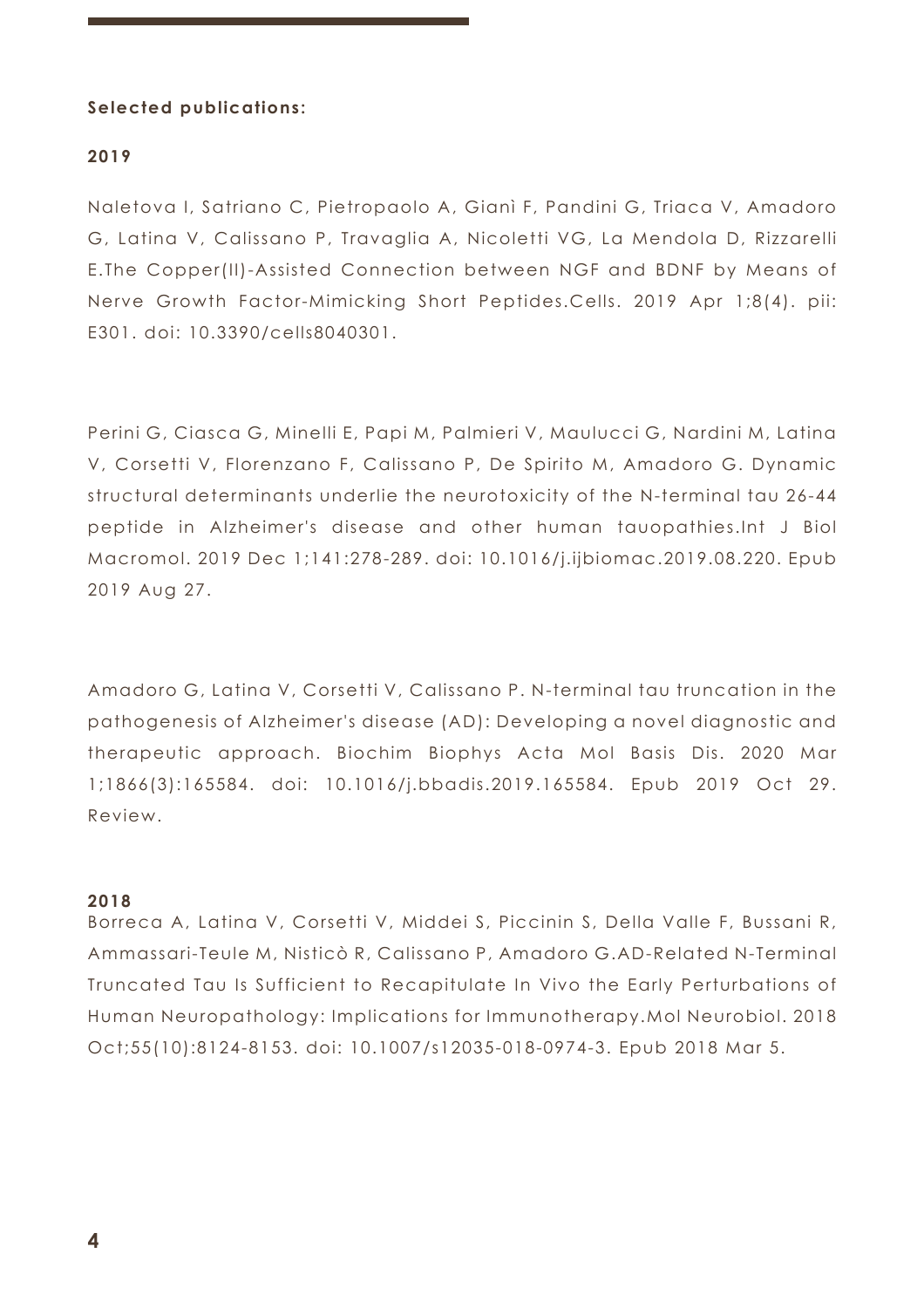**Selected publications:**

**2019**

Naletova I, Satriano C, Pietropaolo A, Gianì F, Pandini G, Triaca V, Amadoro G, Latina V, Calissano P, Travaglia A, Nicoletti VG, La Mendola D, Rizzarelli E.The Copper(II)-Assisted Connection between NGF and BDNF by Means of Nerve Growth Factor-Mimicking Short Peptides.Cells. 2019 Apr 1;8(4). pii: E301. doi: 10.3390/cells8040301.

Perini G, Ciasca G, Minelli E, Papi M, Palmieri V, Maulucci G, Nardini M, Latina V, Corsetti V, Florenzano F, Calissano P, De Spirito M, Amadoro G. Dynamic structural determinants underlie the neurotoxicity of the N-terminal tau 26-44 peptide in Alzheimer's disease and other human tauopathies.Int J Biol Macromol. 2019 Dec 1;141:278-289. doi: 10.1016/j.ijbiomac.2019.08.220. Epub 2019 Aug 27.

Amadoro G, Latina V, Corsetti V, Calissano P. N-terminal tau truncation in the pathogenesis of Alzheimer's disease (AD): Developing a novel diagnostic and therapeutic approach. Biochim Biophys Acta Mol Basis Dis. 2020 Mar 1;1866(3):165584. doi: 10.1016/j.bbadis.2019.165584. Epub 2019 Oct 29. Review.

**2018**

Borreca A, Latina V, Corsetti V, Middei S, Piccinin S, Della Valle F, Bussani R, Ammassari-Teule M, Nisticò R, Calissano P, Amadoro G.AD-Related N-Terminal Truncated Tau Is Sufficient to Recapitulate In Vivo the Early Perturbations of Human Neuropathology: Implications for Immunotherapy.Mol Neurobiol. 2018 Oct;55(10):8124-8153. doi: 10.1007/s12035-018-0974-3. Epub 2018 Mar 5.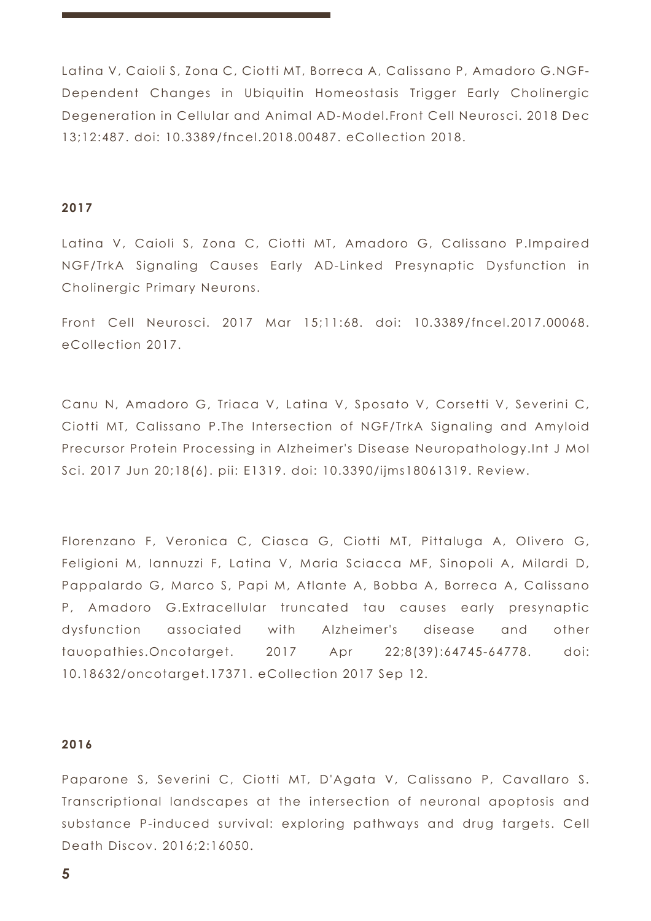Latina V, Caioli S, Zona C, Ciotti MT, Borreca A, Calissano P, Amadoro G.NGF-Dependent Changes in Ubiquitin Homeostasis Trigger Early Cholinergic Degeneration in Cellular and Animal AD-Model.Front Cell Neurosci. 2018 Dec 13;12:487. doi: 10.3389/fncel.2018.00487. eCollection 2018.

**2017**

Latina V, Caioli S, Zona C, Ciotti MT, Amadoro G, Calissano P.Impaired NGF/TrkA Signaling Causes Early AD-Linked Presynaptic Dysfunction in Cholinergic Primary Neurons.

Front Cell Neurosci. 2017 Mar 15;11:68. doi: 10.3389/fncel.2017.00068. eCollection 2017.

Canu N, Amadoro G, Triaca V, Latina V, Sposato V, Corsetti V, Severini C, Ciotti MT, Calissano P.The Intersection of NGF/TrkA Signaling and Amyloid Precursor Protein Processing in Alzheimer's Disease Neuropathology.Int J Mol Sci. 2017 Jun 20;18(6). pii: E1319. doi: 10.3390/ijms18061319. Review.

Florenzano F, Veronica C, Ciasca G, Ciotti MT, Pittaluga A, Olivero G, Feligioni M, Iannuzzi F, Latina V, Maria Sciacca MF, Sinopoli A, Milardi D, Pappalardo G, Marco S, Papi M, Atlante A, Bobba A, Borreca A, Calissano P, Amadoro G.Extracellular truncated tau causes early presynaptic dysfunction associated with Alzheimer's disease and other tauopathies.Oncotarget. 2017 Apr 22;8(39):64745-64778. doi: 10.18632/oncotarget.17371. eCollection 2017 Sep 12.

**2016**

Paparone S, Severini C, Ciotti MT, D'Agata V, Calissano P, Cavallaro S. Transcriptional landscapes at the intersection of neuronal apoptosis and substance P-induced survival: exploring pathways and drug targets. Cell Death Discov. 2016;2:16050.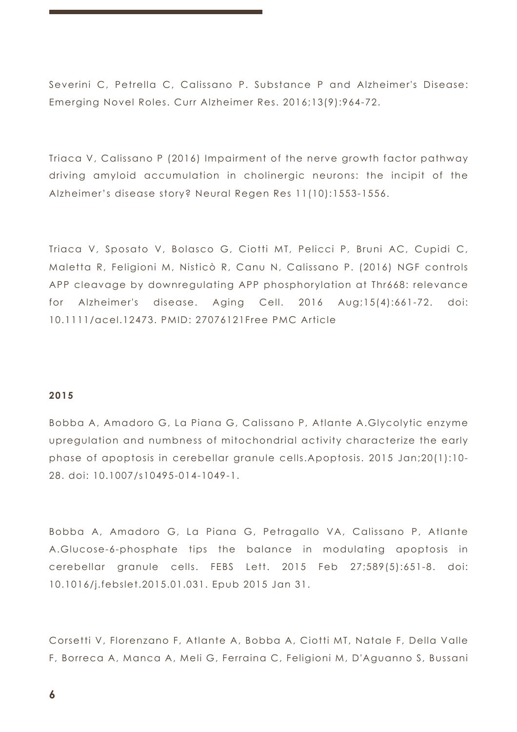Severini C, Petrella C, Calissano P. Substance P and Alzheimer's Disease: Emerging Novel Roles. Curr Alzheimer Res. 2016;13(9):964-72.

Triaca V, Calissano P (2016) Impairment of the nerve growth factor pathway driving amyloid accumulation in cholinergic neurons: the incipit of the Alzheimer's disease story? Neural Regen Res 11(10):1553-1556.

Triaca V, Sposato V, Bolasco G, Ciotti MT, Pelicci P, Bruni AC, Cupidi C, Maletta R, Feligioni M, Nisticò R, Canu N, Calissano P. (2016) NGF controls APP cleavage by downregulating APP phosphorylation at Thr668: relevance for Alzheimer's disease. Aging Cell. 2016 Aug;15(4):661-72. doi: 10.1111/acel.12473. PMID: 27076121Free PMC Article

**2015**

Bobba A, Amadoro G, La Piana G, Calissano P, Atlante A.Glycolytic enzyme upregulation and numbness of mitochondrial activity characterize the early phase of apoptosis in cerebellar granule cells.Apoptosis. 2015 Jan;20(1):10-28. doi: 10.1007/s10495-014-1049-1.

Bobba A, Amadoro G, La Piana G, Petragallo VA, Calissano P, Atlante A.Glucose-6-phosphate tips the balance in modulating apoptosis in cerebellar granule cells. FEBS Lett. 2015 Feb 27;589(5):651-8. doi: 10.1016/j.febslet.2015.01.031. Epub 2015 Jan 31.

Corsetti V, Florenzano F, Atlante A, Bobba A, Ciotti MT, Natale F, Della Valle F, Borreca A, Manca A, Meli G, Ferraina C, Feligioni M, D'Aguanno S, Bussani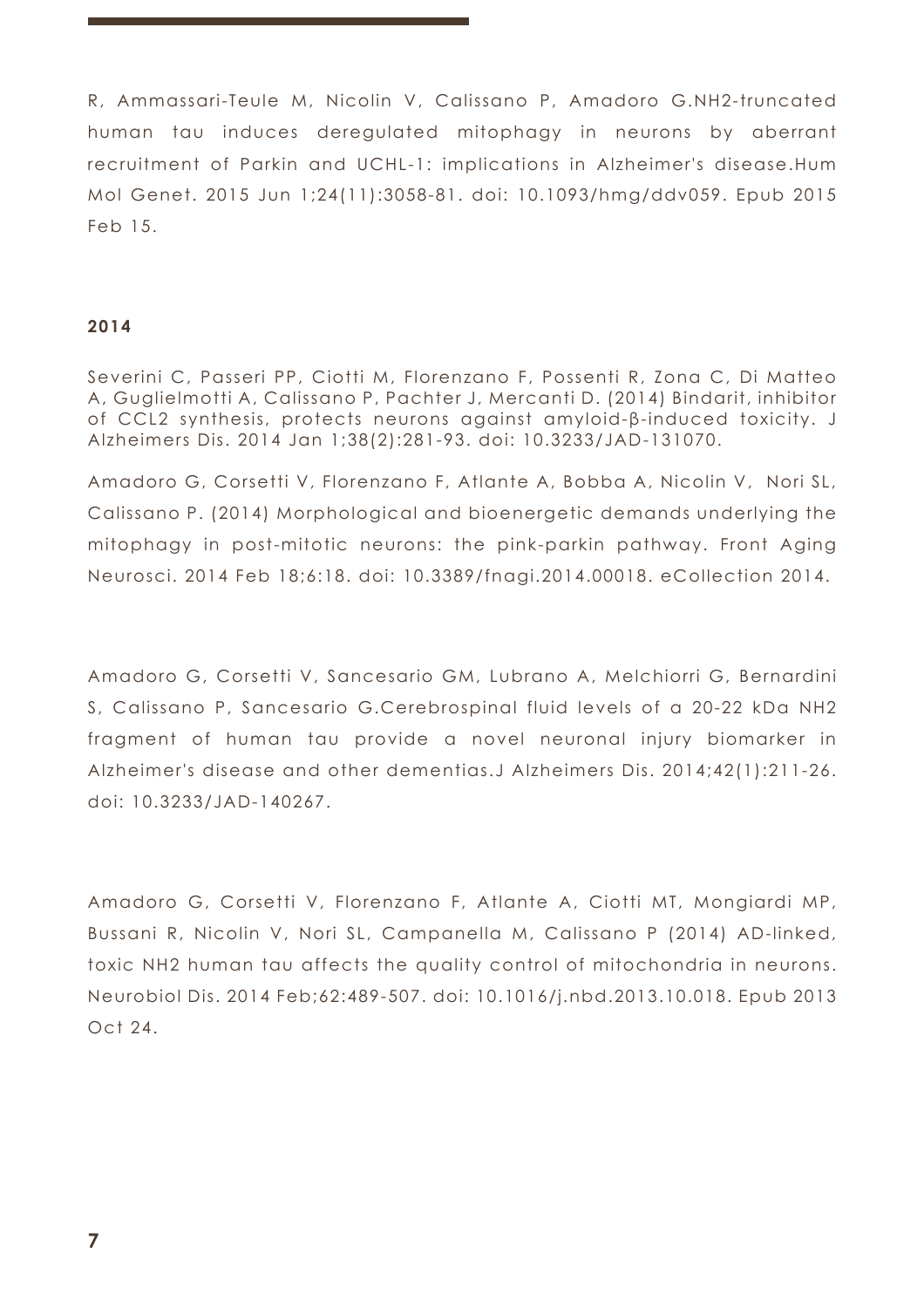R, Ammassari-Teule M, Nicolin V, Calissano P, Amadoro G.NH2-truncated human tau induces deregulated mitophagy in neurons by aberrant recruitment of Parkin and UCHL-1: implications in Alzheimer's disease.Hum Mol Genet. 2015 Jun 1;24(11):3058-81. doi: 10.1093/hmg/ddv059. Epub 2015 Feb 15.

**2014**

Severini C, Passeri PP, Ciotti M, Florenzano F, Possenti R, Zona C, Di Matteo A, Guglielmotti A, Calissano P, Pachter J, Mercanti D. (2014) Bindarit, inhibitor of CCL2 synthesis, protects neurons against amyloid-β-induced toxicity. J Alzheimers Dis. 2014 Jan 1;38(2):281-93. doi: 10.3233/JAD-131070.

Amadoro G, Corsetti V, Florenzano F, Atlante A, Bobba A, Nicolin V, Nori SL, Calissano P. (2014) Morphological and bioenergetic demands underlying the mitophagy in post-mitotic neurons: the pink-parkin pathway. Front Aging Neurosci. 2014 Feb 18;6:18. doi: 10.3389/fnagi.2014.00018. eCollection 2014.

Amadoro G, Corsetti V, Sancesario GM, Lubrano A, Melchiorri G, Bernardini S, Calissano P, Sancesario G.Cerebrospinal fluid levels of a 20-22 kDa NH2 fragment of human tau provide a novel neuronal injury biomarker in Alzheimer's disease and other dementias.J Alzheimers Dis. 2014;42(1):211-26. doi: 10.3233/JAD-140267.

Amadoro G, Corsetti V, Florenzano F, Atlante A, Ciotti MT, Mongiardi MP, Bussani R, Nicolin V, Nori SL, Campanella M, Calissano P (2014) AD-linked, toxic NH2 human tau affects the quality control of mitochondria in neurons. Neurobiol Dis. 2014 Feb;62:489-507. doi: 10.1016/j.nbd.2013.10.018. Epub 2013 Oct 24.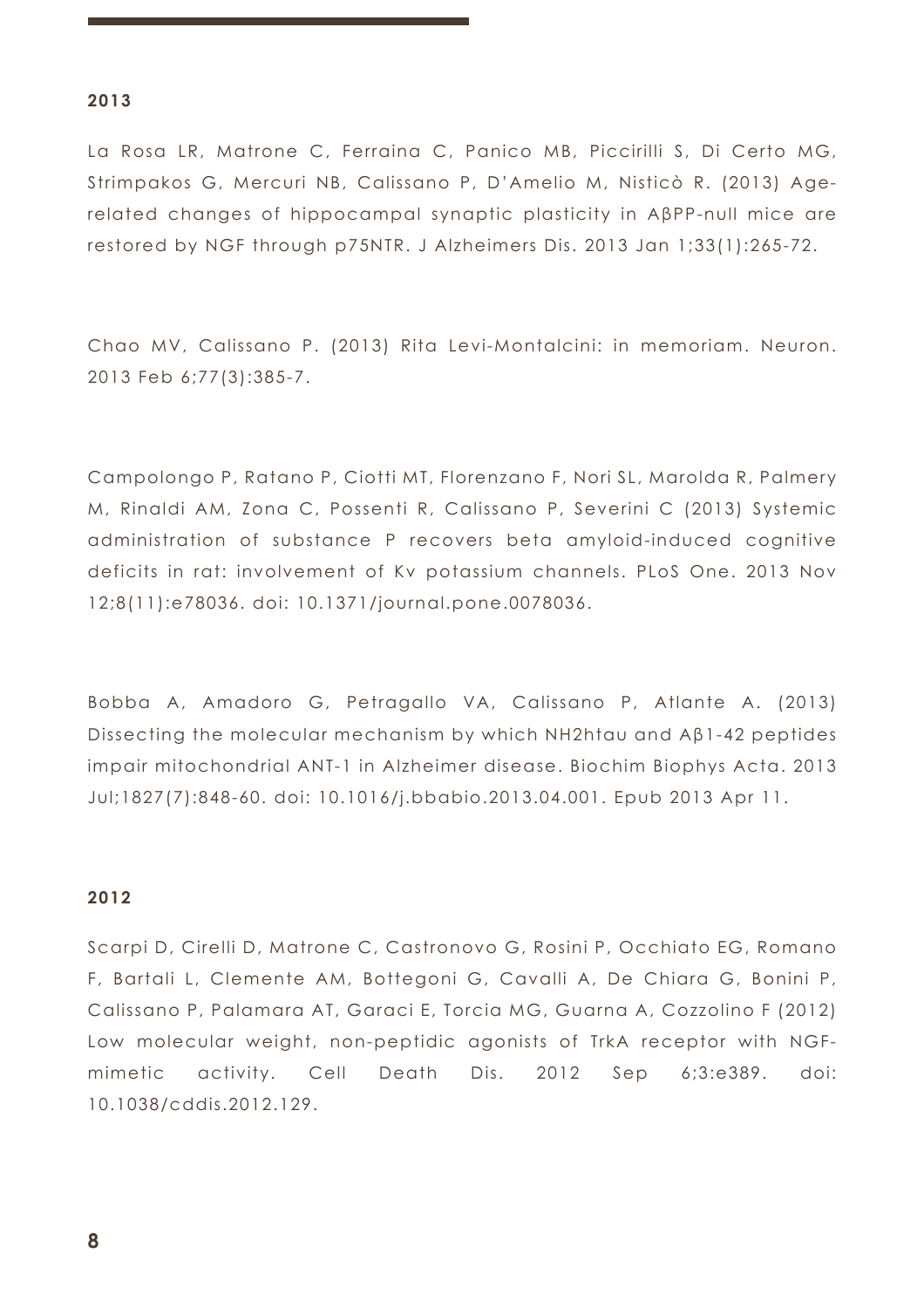**2013**

La Rosa LR, Matrone C, Ferraina C, Panico MB, Piccirilli S, Di Certo MG, Strimpakos G, Mercuri NB, Calissano P, D'Amelio M, Nisticò R. (2013) Age-related changes of hippocampal synaptic plasticity in AβPP-null mice are restored by NGF through p75NTR. J Alzheimers Dis. 2013 Jan 1;33(1):265-72.

Chao MV, Calissano P. (2013) Rita Levi-Montalcini: in memoriam. Neuron. 2013 Feb 6;77(3):385-7.

Campolongo P, Ratano P, Ciotti MT, Florenzano F, Nori SL, Marolda R, Palmery M, Rinaldi AM, Zona C, Possenti R, Calissano P, Severini C (2013) Systemic administration of substance P recovers beta amyloid-induced cognitive deficits in rat: involvement of Kv potassium channels. PLoS One. 2013 Nov 12;8(11):e78036. doi: 10.1371/journal.pone.0078036.

Bobba A, Amadoro G, Petragallo VA, Calissano P, Atlante A. (2013) Dissecting the molecular mechanism by which NH2htau and Aβ1-42 peptides impair mitochondrial ANT-1 in Alzheimer disease. Biochim Biophys Acta. 2013 Jul;1827(7):848-60. doi: 10.1016/j.bbabio.2013.04.001. Epub 2013 Apr 11.

**2012**

Scarpi D, Cirelli D, Matrone C, Castronovo G, Rosini P, Occhiato EG, Romano F, Bartali L, Clemente AM, Bottegoni G, Cavalli A, De Chiara G, Bonini P, Calissano P, Palamara AT, Garaci E, Torcia MG, Guarna A, Cozzolino F (2012) Low molecular weight, non-peptidic agonists of TrkA receptor with NGF-mimetic activity. Cell Death Dis. 2012 Sep 6;3:e389. doi: 10.1038/cddis.2012.129.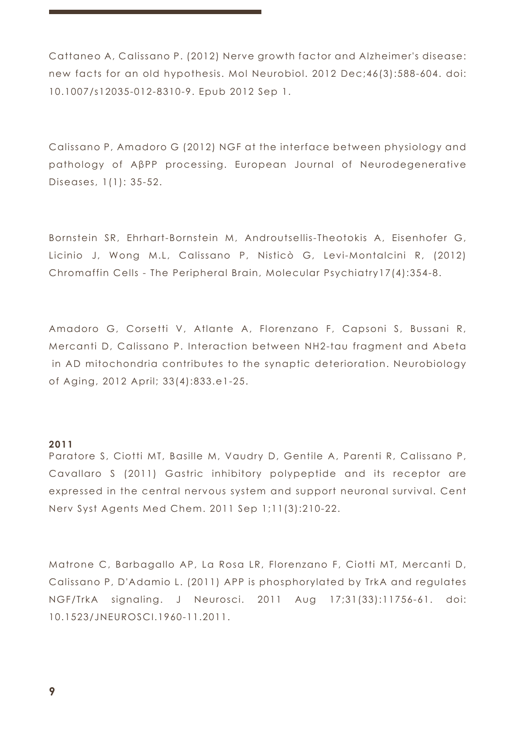Cattaneo A, Calissano P. (2012) Nerve growth factor and Alzheimer's disease: new facts for an old hypothesis. Mol Neurobiol. 2012 Dec;46(3):588-604. doi: 10.1007/s12035-012-8310-9. Epub 2012 Sep 1.

Calissano P, Amadoro G (2012) NGF at the interface between physiology and pathology of AβPP processing. European Journal of Neurodegenerative Diseases, 1(1): 35-52.

Bornstein SR, Ehrhart-Bornstein M, Androutsellis-Theotokis A, Eisenhofer G, Licinio J, Wong M.L, Calissano P, Nisticò G, Levi-Montalcini R, (2012) Chromaffin Cells - The Peripheral Brain, Molecular Psychiatry17(4):354-8.

Amadoro G, Corsetti V, Atlante A, Florenzano F, Capsoni S, Bussani R, Mercanti D, Calissano P. Interaction between NH2-tau fragment and Abeta in AD mitochondria contributes to the synaptic deterioration. Neurobiology of Aging, 2012 April; 33(4):833.e1-25.

**2011**

Paratore S, Ciotti MT, Basille M, Vaudry D, Gentile A, Parenti R, Calissano P, Cavallaro S (2011) Gastric inhibitory polypeptide and its receptor are expressed in the central nervous system and support neuronal survival. Cent Nerv Syst Agents Med Chem. 2011 Sep 1;11(3):210-22.

Matrone C, Barbagallo AP, La Rosa LR, Florenzano F, Ciotti MT, Mercanti D, Calissano P, D'Adamio L. (2011) APP is phosphorylated by TrkA and regulates NGF/TrkA signaling. J Neurosci. 2011 Aug 17;31(33):11756-61. doi: 10.1523/JNEUROSCI.1960-11.2011.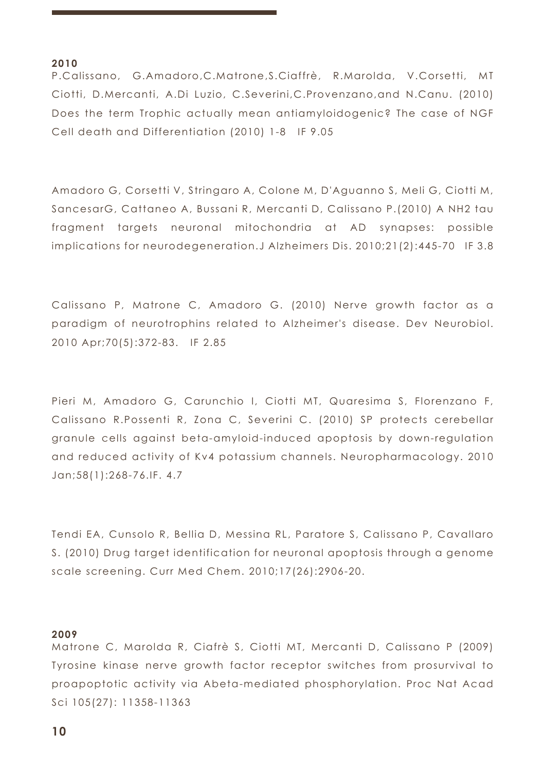**2010**

P.Calissano, G.Amadoro,C.Matrone,S.Ciaffrè, R.Marolda, V.Corsetti, MT Ciotti, D.Mercanti, A.Di Luzio, C.Severini,C.Provenzano,and N.Canu. (2010) Does the term Trophic actually mean antiamyloidogenic? The case of NGF Cell death and Differentiation (2010) 1-8 IF 9.05

Amadoro G, Corsetti V, Stringaro A, Colone M, D'Aguanno S, Meli G, Ciotti M, SancesarG, Cattaneo A, Bussani R, Mercanti D, Calissano P.(2010) A NH2 tau fragment targets neuronal mitochondria at AD synapses: possible implications for neurodegeneration.J Alzheimers Dis. 2010;21(2):445-70 IF 3.8

Calissano P, Matrone C, Amadoro G. (2010) Nerve growth factor as a paradigm of neurotrophins related to Alzheimer's disease. Dev Neurobiol. 2010 Apr;70(5):372-83. IF 2.85

Pieri M, Amadoro G, Carunchio I, Ciotti MT, Quaresima S, Florenzano F, Calissano R.Possenti R, Zona C, Severini C. (2010) SP protects cerebellar granule cells against beta-amyloid-induced apoptosis by down-regulation and reduced activity of Kv4 potassium channels. Neuropharmacology. 2010 Jan;58(1):268-76.IF. 4.7

Tendi EA, Cunsolo R, Bellia D, Messina RL, Paratore S, Calissano P, Cavallaro S. (2010) Drug target identification for neuronal apoptosis through a genome scale screening. Curr Med Chem. 2010;17(26):2906-20.

**2009**

Matrone C, Marolda R, Ciafrè S, Ciotti MT, Mercanti D, Calissano P (2009) Tyrosine kinase nerve growth factor receptor switches from prosurvival to proapoptotic activity via Abeta-mediated phosphorylation. Proc Nat Acad Sci 105(27): 11358-11363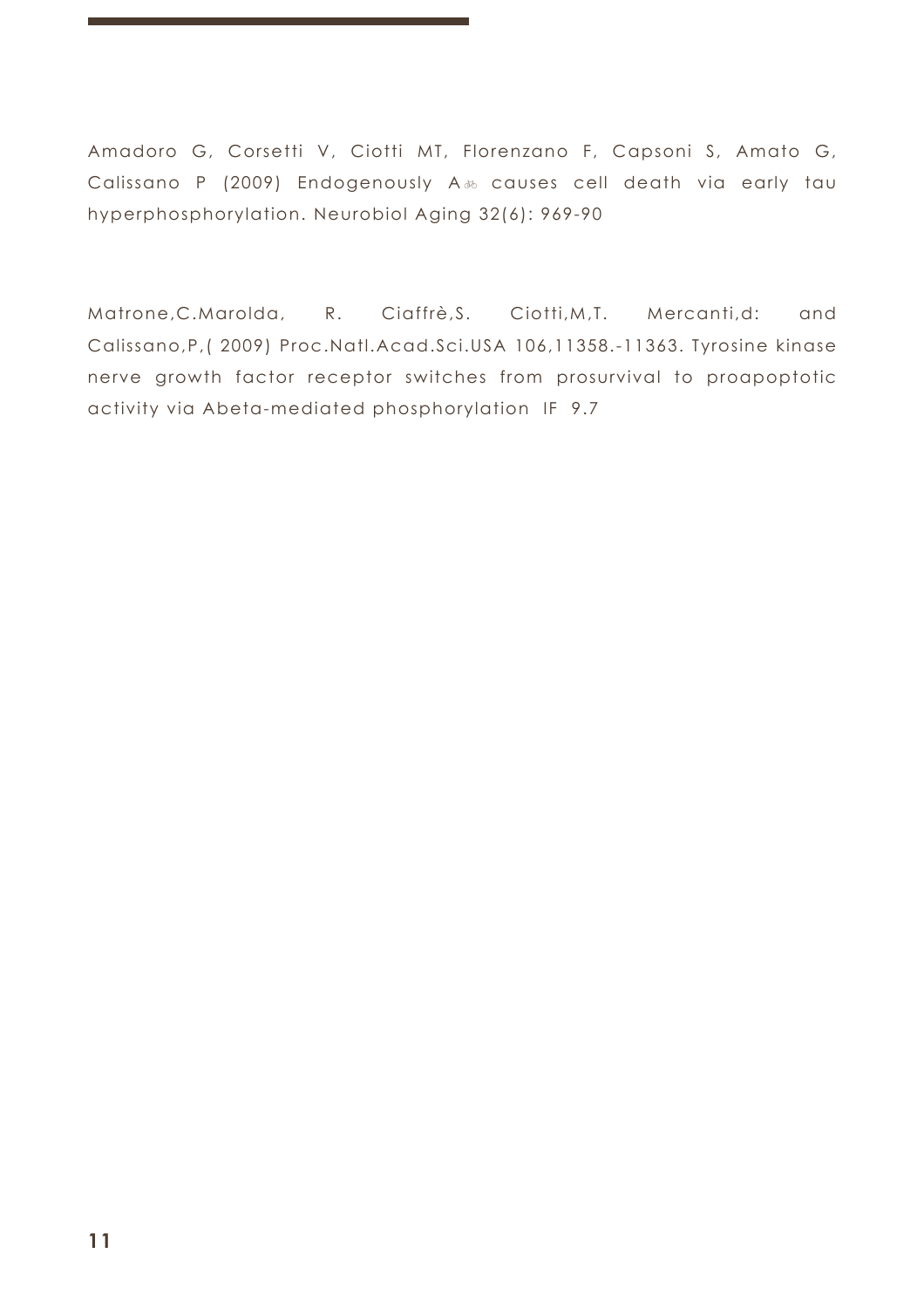Amadoro G, Corsetti V, Ciotti MT, Florenzano F, Capsoni S, Amato G, Calissano P (2009) Endogenously Aß causes cell death via early tau hyperphosphorylation. Neurobiol Aging 32(6): 969-90

Matrone,C.Marolda, R. Ciaffrè,S. Ciotti,M,T. Mercanti,d: and Calissano,P,( 2009) Proc.Natl.Acad.Sci.USA 106,11358.-11363. Tyrosine kinase nerve growth factor receptor switches from prosurvival to proapoptotic activity via Abeta-mediated phosphorylation IF 9.7